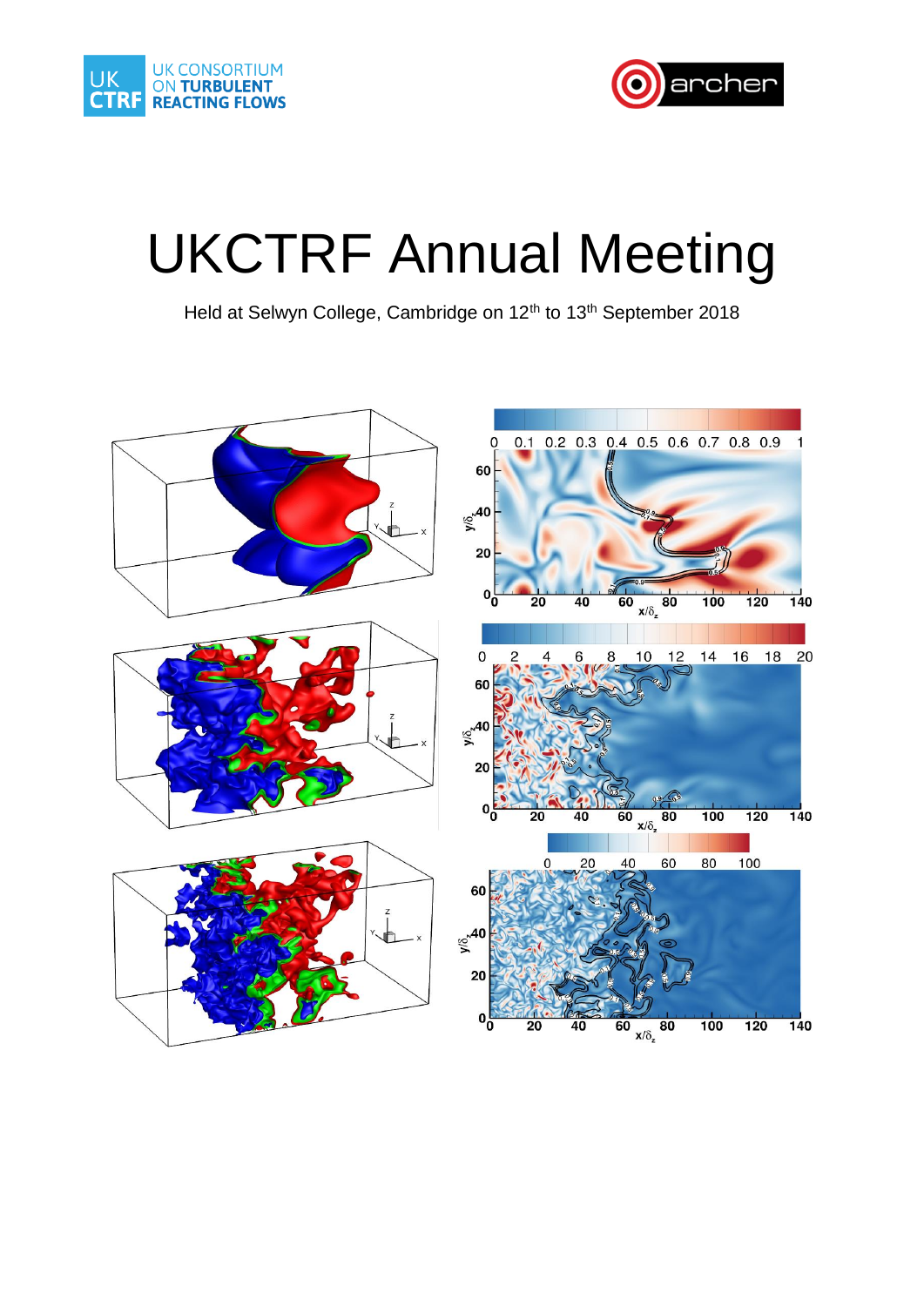UK CONSORTIUM ON TURBULENT REACTING FLOWS

# UKCTRF Annual Meeting

Held at Selwyn College, Cambridge on 12th to 13th September 2018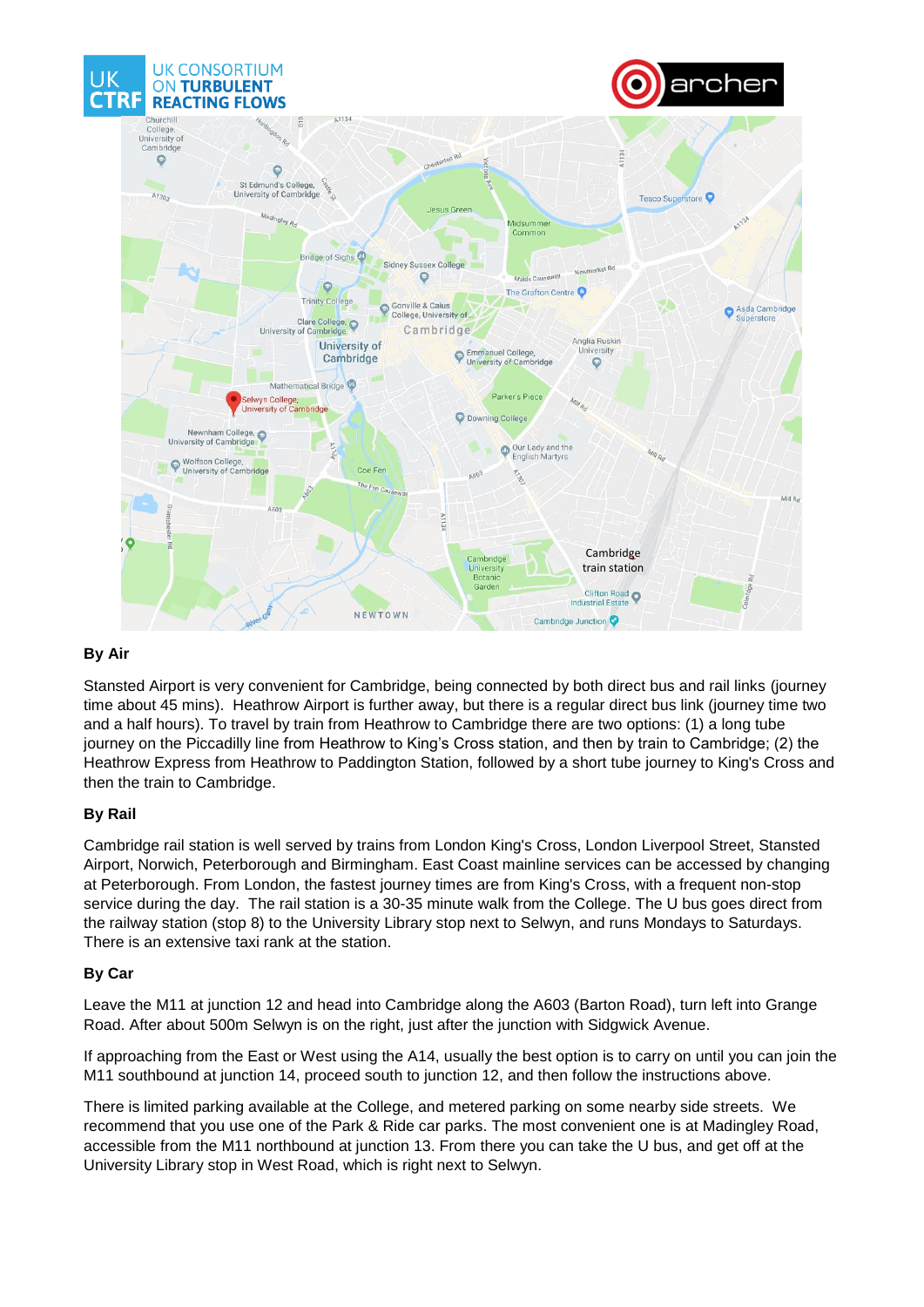## By Air

Stansted Airport is very convenient for Cambridge, being connected by both direct bus and rail links (journey time about 45 mins). Heathrow Airport is further away, but there is a regular direct bus link (journey time two and a half hours). To travel by train from Heathrow to Cambridge there are two options: (1) a long tube journey on the Piccadilly line from Heathrow to King's Cross station, and then by train to Cambridge; (2) the Heathrow Express from Heathrow to Paddington Station, followed by a short tube journey to King's Cross and then the train to Cambridge.

## By Rail

Cambridge rail station is well served by trains from London King's Cross, London Liverpool Street, Stansted Airport, Norwich, Peterborough and Birmingham. East Coast mainline services can be accessed by changing at Peterborough. From London, the fastest journey times are from King's Cross, with a frequent non-stop service during the day. The rail station is a 30-35 minute walk from the College. The U bus goes direct from the railway station (stop 8) to the University Library stop next to Selwyn, and runs Mondays to Saturdays. There is an extensive taxi rank at the station.

## By Car

Leave the M11 at junction 12 and head into Cambridge along the A603 (Barton Road), turn left into Grange Road. After about 500m Selwyn is on the right, just after the junction with Sidgwick Avenue.

If approaching from the East or West using the A14, usually the best option is to carry on until you can join the M11 southbound at junction 14, proceed south to junction 12, and then follow the instructions above.

There is limited parking available at the College, and metered parking on some nearby side streets. We recommend that you use one of the Park & Ride car parks. The most convenient one is at Madingley Road, accessible from the M11 northbound at junction 13. From there you can take the U bus, and get off at the University Library stop in West Road, which is right next to Selwyn.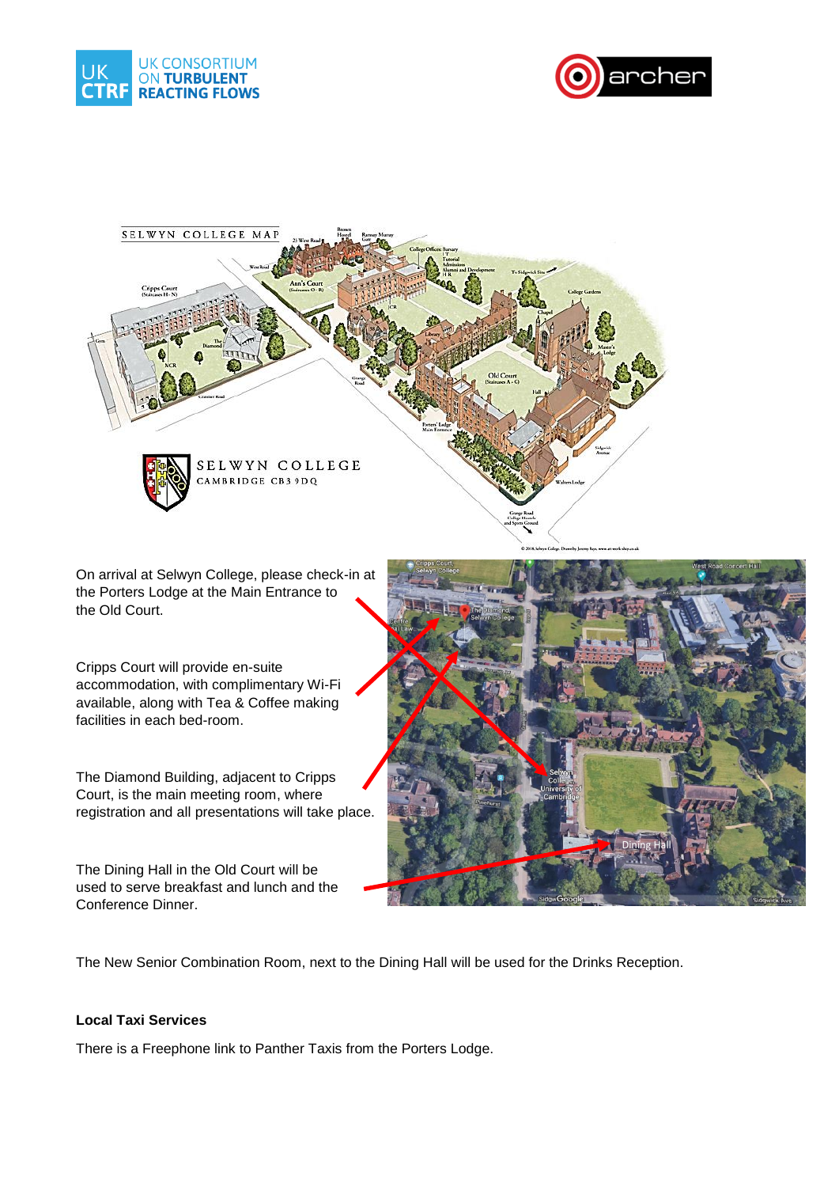On arrival at Selwyn College, please check-in at the Porters Lodge at the Main Entrance to the Old Court.

Cripps Court will provide en-suite accommodation, with complimentary Wi-Fi available, along with Tea & Coffee making facilities in each bed-room.

The Diamond Building, adjacent to Cripps Court, is the main meeting room, where registration and all presentations will take place.

The Dining Hall in the Old Court will be used to serve breakfast and lunch and the Conference Dinner.

The New Senior Combination Room, next to the Dining Hall will be used for the Drinks Reception.

**Local Taxi Services**

There is a Freephone link to Panther Taxis from the Porters Lodge.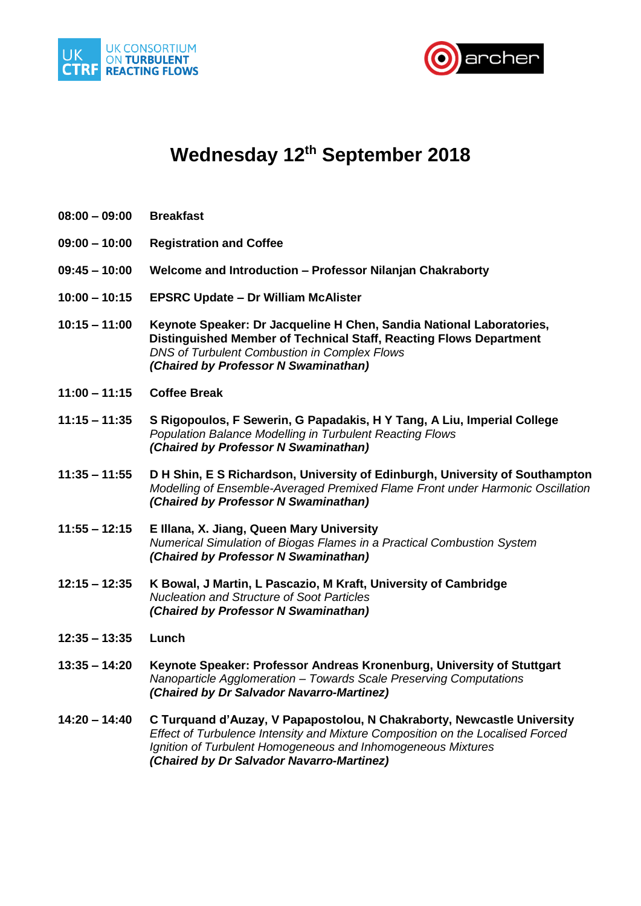UK CTRF UK CONSORTIUM ON TURBULENT REACTING FLOWS

archer

# Wednesday 12th September 2018

**08:00 – 09:00** **Breakfast**

**09:00 – 10:00** **Registration and Coffee**

**09:45 – 10:00** **Welcome and Introduction – Professor Nilanjan Chakraborty**

**10:00 – 10:15** **EPSRC Update – Dr William McAlister**

**10:15 – 11:00** **Keynote Speaker: Dr Jacqueline H Chen, Sandia National Laboratories, Distinguished Member of Technical Staff, Reacting Flows Department**
*DNS of Turbulent Combustion in Complex Flows*
***(Chaired by Professor N Swaminathan)***

**11:00 – 11:15** **Coffee Break**

**11:15 – 11:35** **S Rigopoulos, F Sewerin, G Papadakis, H Y Tang, A Liu, Imperial College**
*Population Balance Modelling in Turbulent Reacting Flows*
***(Chaired by Professor N Swaminathan)***

**11:35 – 11:55** **D H Shin, E S Richardson, University of Edinburgh, University of Southampton**
*Modelling of Ensemble-Averaged Premixed Flame Front under Harmonic Oscillation*
***(Chaired by Professor N Swaminathan)***

**11:55 – 12:15** **E Illana, X. Jiang, Queen Mary University**
*Numerical Simulation of Biogas Flames in a Practical Combustion System*
***(Chaired by Professor N Swaminathan)***

**12:15 – 12:35** **K Bowal, J Martin, L Pascazio, M Kraft, University of Cambridge**
*Nucleation and Structure of Soot Particles*
***(Chaired by Professor N Swaminathan)***

**12:35 – 13:35** **Lunch**

**13:35 – 14:20** **Keynote Speaker: Professor Andreas Kronenburg, University of Stuttgart**
*Nanoparticle Agglomeration – Towards Scale Preserving Computations*
***(Chaired by Dr Salvador Navarro-Martinez)***

**14:20 – 14:40** **C Turquand d'Auzay, V Papapostolou, N Chakraborty, Newcastle University**
*Effect of Turbulence Intensity and Mixture Composition on the Localised Forced Ignition of Turbulent Homogeneous and Inhomogeneous Mixtures*
***(Chaired by Dr Salvador Navarro-Martinez)***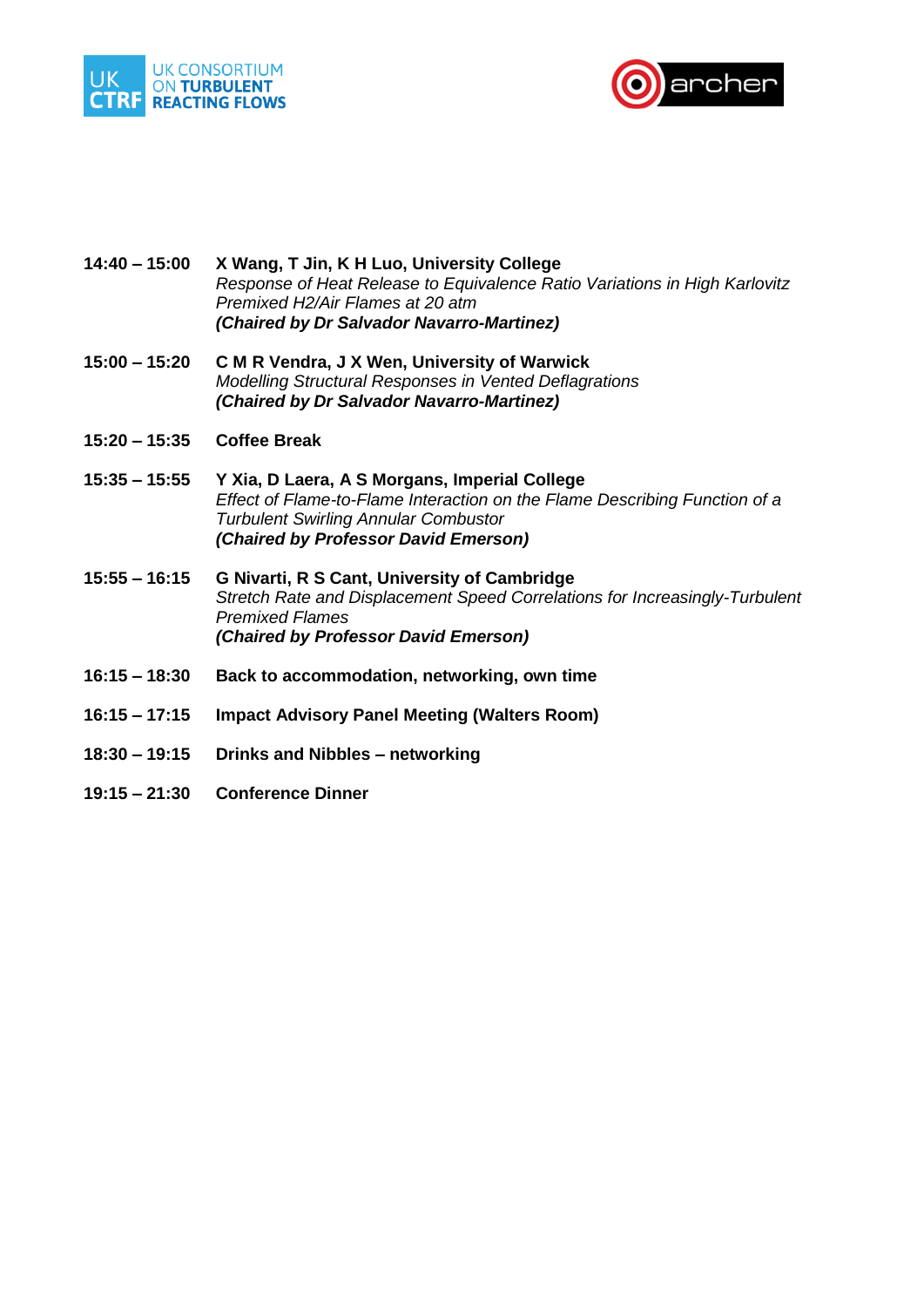**14:40 – 15:00** **X Wang, T Jin, K H Luo, University College**
*Response of Heat Release to Equivalence Ratio Variations in High Karlovitz Premixed $H_2$/Air Flames at 20 atm*
***(Chaired by Dr Salvador Navarro-Martinez)***

**15:00 – 15:20** **C M R Vendra, J X Wen, University of Warwick**
*Modelling Structural Responses in Vented Deflagrations*
***(Chaired by Dr Salvador Navarro-Martinez)***

**15:20 – 15:35** **Coffee Break**

**15:35 – 15:55** **Y Xia, D Laera, A S Morgans, Imperial College**
*Effect of Flame-to-Flame Interaction on the Flame Describing Function of a Turbulent Swirling Annular Combustor*
***(Chaired by Professor David Emerson)***

**15:55 – 16:15** **G Nivarti, R S Cant, University of Cambridge**
*Stretch Rate and Displacement Speed Correlations for Increasingly-Turbulent Premixed Flames*
***(Chaired by Professor David Emerson)***

**16:15 – 18:30** **Back to accommodation, networking, own time**

**16:15 – 17:15** **Impact Advisory Panel Meeting (Walters Room)**

**18:30 – 19:15** **Drinks and Nibbles – networking**

**19:15 – 21:30** **Conference Dinner**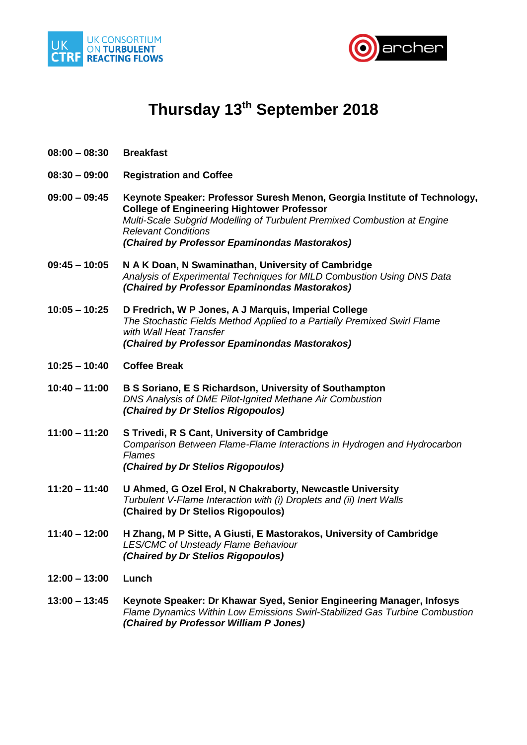# Thursday 13th September 2018

**08:00 – 08:30** **Breakfast**

**08:30 – 09:00** **Registration and Coffee**

**09:00 – 09:45** **Keynote Speaker: Professor Suresh Menon, Georgia Institute of Technology, College of Engineering Hightower Professor**
*Multi-Scale Subgrid Modelling of Turbulent Premixed Combustion at Engine Relevant Conditions*
***(Chaired by Professor Epaminondas Mastorakos)***

**09:45 – 10:05** **N A K Doan, N Swaminathan, University of Cambridge**
*Analysis of Experimental Techniques for MILD Combustion Using DNS Data*
***(Chaired by Professor Epaminondas Mastorakos)***

**10:05 – 10:25** **D Fredrich, W P Jones, A J Marquis, Imperial College**
*The Stochastic Fields Method Applied to a Partially Premixed Swirl Flame with Wall Heat Transfer*
***(Chaired by Professor Epaminondas Mastorakos)***

**10:25 – 10:40** **Coffee Break**

**10:40 – 11:00** **B S Soriano, E S Richardson, University of Southampton**
*DNS Analysis of DME Pilot-Ignited Methane Air Combustion*
***(Chaired by Dr Stelios Rigopoulos)***

**11:00 – 11:20** **S Trivedi, R S Cant, University of Cambridge**
*Comparison Between Flame-Flame Interactions in Hydrogen and Hydrocarbon Flames*
***(Chaired by Dr Stelios Rigopoulos)***

**11:20 – 11:40** **U Ahmed, G Ozel Erol, N Chakraborty, Newcastle University**
*Turbulent V-Flame Interaction with (i) Droplets and (ii) Inert Walls*
**(Chaired by Dr Stelios Rigopoulos)**

**11:40 – 12:00** **H Zhang, M P Sitte, A Giusti, E Mastorakos, University of Cambridge**
*LES/CMC of Unsteady Flame Behaviour*
***(Chaired by Dr Stelios Rigopoulos)***

**12:00 – 13:00** **Lunch**

**13:00 – 13:45** **Keynote Speaker: Dr Khawar Syed, Senior Engineering Manager, Infosys**
*Flame Dynamics Within Low Emissions Swirl-Stabilized Gas Turbine Combustion*
***(Chaired by Professor William P Jones)***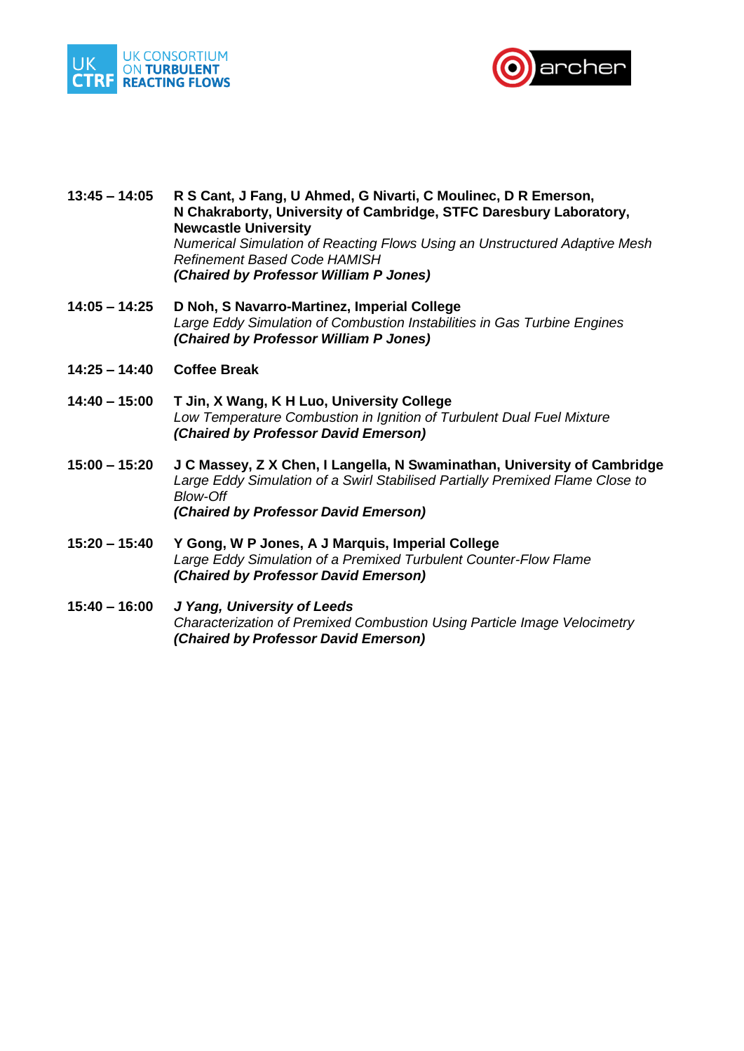**13:45 – 14:05** **R S Cant, J Fang, U Ahmed, G Nivarti, C Moulinec, D R Emerson, N Chakraborty, University of Cambridge, STFC Daresbury Laboratory, Newcastle University**
*Numerical Simulation of Reacting Flows Using an Unstructured Adaptive Mesh Refinement Based Code HAMISH*
***(Chaired by Professor William P Jones)***

**14:05 – 14:25** **D Noh, S Navarro-Martinez, Imperial College**
*Large Eddy Simulation of Combustion Instabilities in Gas Turbine Engines*
***(Chaired by Professor William P Jones)***

**14:25 – 14:40** **Coffee Break**

**14:40 – 15:00** **T Jin, X Wang, K H Luo, University College**
*Low Temperature Combustion in Ignition of Turbulent Dual Fuel Mixture*
***(Chaired by Professor David Emerson)***

**15:00 – 15:20** **J C Massey, Z X Chen, I Langella, N Swaminathan, University of Cambridge**
*Large Eddy Simulation of a Swirl Stabilised Partially Premixed Flame Close to Blow-Off*
***(Chaired by Professor David Emerson)***

**15:20 – 15:40** **Y Gong, W P Jones, A J Marquis, Imperial College**
*Large Eddy Simulation of a Premixed Turbulent Counter-Flow Flame*
***(Chaired by Professor David Emerson)***

**15:40 – 16:00** ***J Yang, University of Leeds***
*Characterization of Premixed Combustion Using Particle Image Velocimetry*
***(Chaired by Professor David Emerson)***